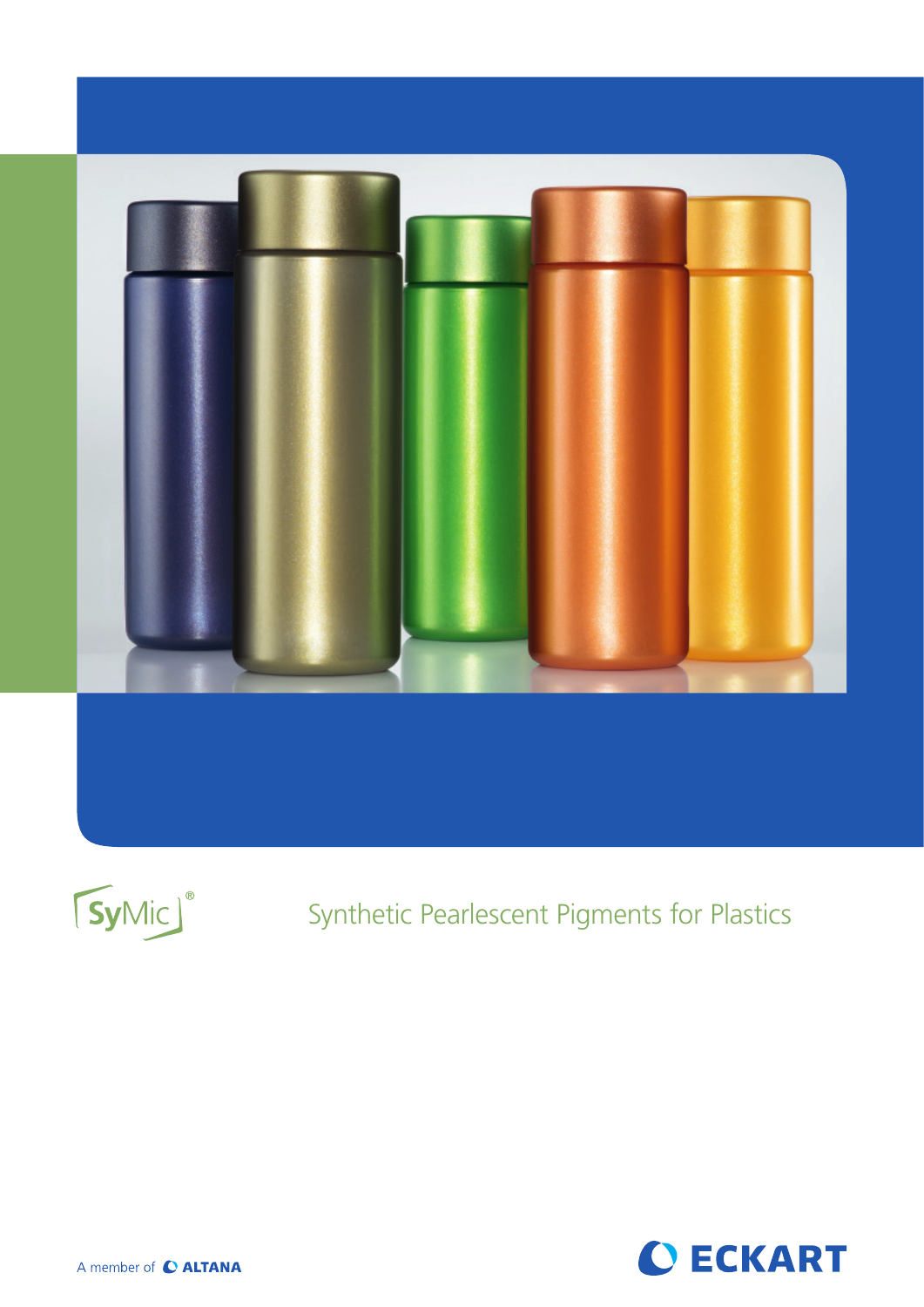SyMic®

# Synthetic Pearlescent Pigments for Plastics

A member of ALTANA

ECKART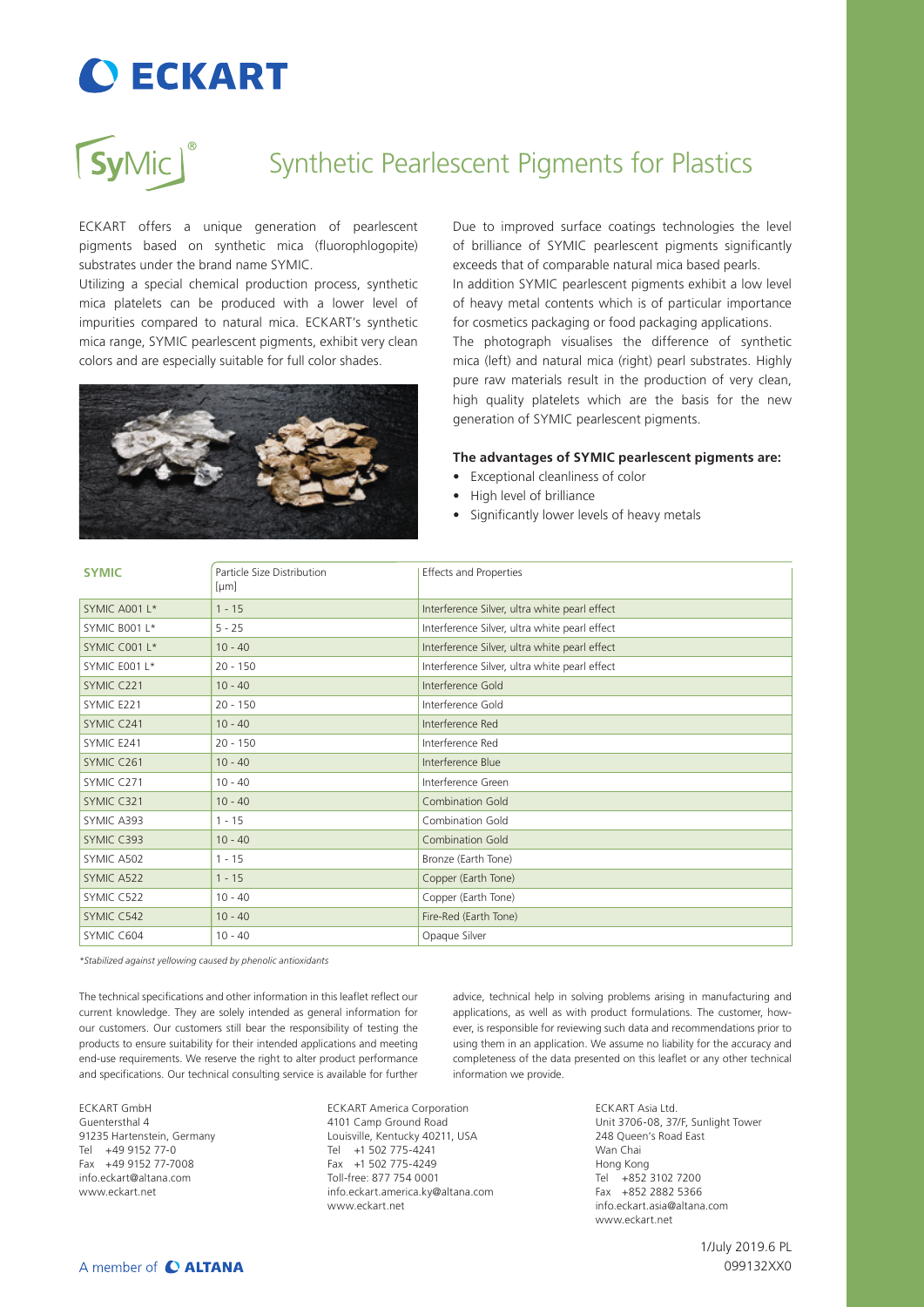# ECKART

# SyMic® Synthetic Pearlescent Pigments for Plastics

ECKART offers a unique generation of pearlescent pigments based on synthetic mica (fluorophlogopite) substrates under the brand name SYMIC.

Utilizing a special chemical production process, synthetic mica platelets can be produced with a lower level of impurities compared to natural mica. ECKART's synthetic mica range, SYMIC pearlescent pigments, exhibit very clean colors and are especially suitable for full color shades.

Due to improved surface coatings technologies the level of brilliance of SYMIC pearlescent pigments significantly exceeds that of comparable natural mica based pearls.

In addition SYMIC pearlescent pigments exhibit a low level of heavy metal contents which is of particular importance for cosmetics packaging or food packaging applications.

The photograph visualises the difference of synthetic mica (left) and natural mica (right) pearl substrates. Highly pure raw materials result in the production of very clean, high quality platelets which are the basis for the new generation of SYMIC pearlescent pigments.

**The advantages of SYMIC pearlescent pigments are:**

- Exceptional cleanliness of color
- High level of brilliance
- Significantly lower levels of heavy metals

| SYMIC | Particle Size Distribution [μm] | Effects and Properties |
|---|---|---|
| SYMIC A001 L* | 1 - 15 | Interference Silver, ultra white pearl effect |
| SYMIC B001 L* | 5 - 25 | Interference Silver, ultra white pearl effect |
| SYMIC C001 L* | 10 - 40 | Interference Silver, ultra white pearl effect |
| SYMIC E001 L* | 20 - 150 | Interference Silver, ultra white pearl effect |
| SYMIC C221 | 10 - 40 | Interference Gold |
| SYMIC E221 | 20 - 150 | Interference Gold |
| SYMIC C241 | 10 - 40 | Interference Red |
| SYMIC E241 | 20 - 150 | Interference Red |
| SYMIC C261 | 10 - 40 | Interference Blue |
| SYMIC C271 | 10 - 40 | Interference Green |
| SYMIC C321 | 10 - 40 | Combination Gold |
| SYMIC A393 | 1 - 15 | Combination Gold |
| SYMIC C393 | 10 - 40 | Combination Gold |
| SYMIC A502 | 1 - 15 | Bronze (Earth Tone) |
| SYMIC A522 | 1 - 15 | Copper (Earth Tone) |
| SYMIC C522 | 10 - 40 | Copper (Earth Tone) |
| SYMIC C542 | 10 - 40 | Fire-Red (Earth Tone) |
| SYMIC C604 | 10 - 40 | Opaque Silver |

*\*Stabilized against yellowing caused by phenolic antioxidants*

The technical specifications and other information in this leaflet reflect our current knowledge. They are solely intended as general information for our customers. Our customers still bear the responsibility of testing the products to ensure suitability for their intended applications and meeting end-use requirements. We reserve the right to alter product performance and specifications. Our technical consulting service is available for further advice, technical help in solving problems arising in manufacturing and applications, as well as with product formulations. The customer, however, is responsible for reviewing such data and recommendations prior to using them in an application. We assume no liability for the accuracy and completeness of the data presented on this leaflet or any other technical information we provide.

ECKART GmbH
Guentersthal 4
91235 Hartenstein, Germany
Tel +49 9152 77-0
Fax +49 9152 77-7008
info.eckart@altana.com
www.eckart.net

ECKART America Corporation
4101 Camp Ground Road
Louisville, Kentucky 40211, USA
Tel +1 502 775-4241
Fax +1 502 775-4249
Toll-free: 877 754 0001
info.eckart.america.ky@altana.com
www.eckart.net

ECKART Asia Ltd.
Unit 3706-08, 37/F, Sunlight Tower
248 Queen's Road East
Wan Chai
Hong Kong
Tel +852 3102 7200
Fax +852 2882 5366
info.eckart.asia@altana.com
www.eckart.net

A member of ALTANA

1/July 2019.6 PL
099132XX0